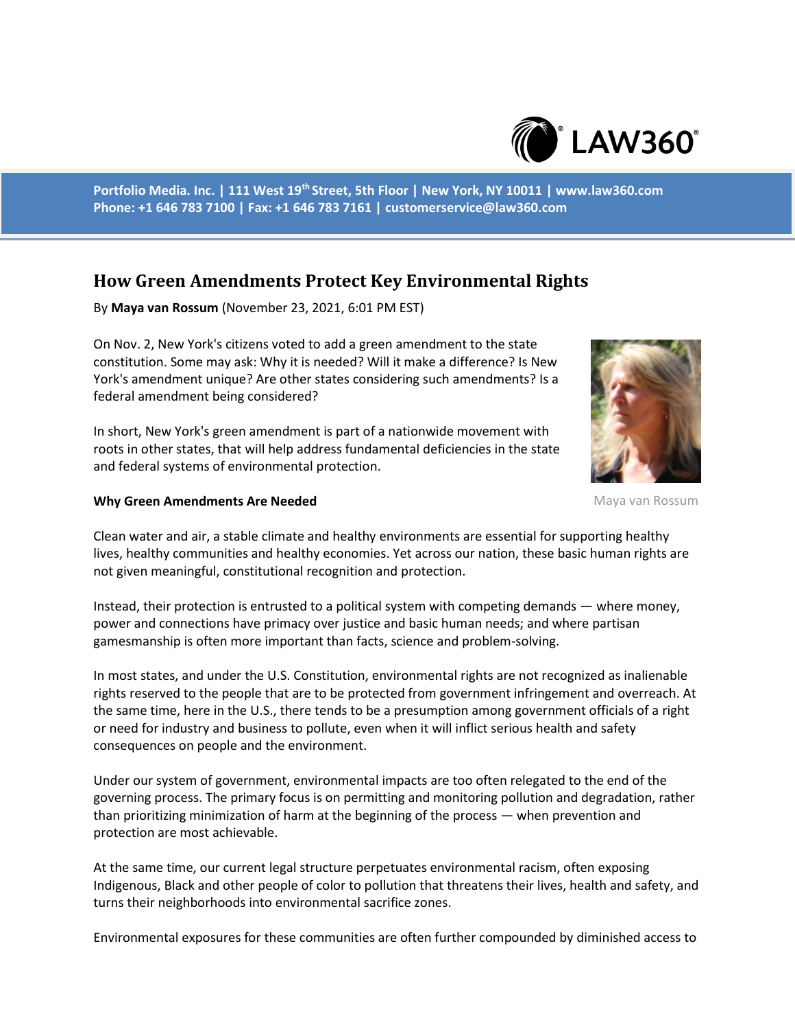Portfolio Media. Inc. | 111 West 19th Street, 5th Floor | New York, NY 10011 | www.law360.com
Phone: +1 646 783 7100 | Fax: +1 646 783 7161 | customerservice@law360.com

# How Green Amendments Protect Key Environmental Rights

By **Maya van Rossum** (November 23, 2021, 6:01 PM EST)

On Nov. 2, New York's citizens voted to add a green amendment to the state constitution. Some may ask: Why it is needed? Will it make a difference? Is New York's amendment unique? Are other states considering such amendments? Is a federal amendment being considered?

In short, New York's green amendment is part of a nationwide movement with roots in other states, that will help address fundamental deficiencies in the state and federal systems of environmental protection.

Maya van Rossum

**Why Green Amendments Are Needed**

Clean water and air, a stable climate and healthy environments are essential for supporting healthy lives, healthy communities and healthy economies. Yet across our nation, these basic human rights are not given meaningful, constitutional recognition and protection.

Instead, their protection is entrusted to a political system with competing demands — where money, power and connections have primacy over justice and basic human needs; and where partisan gamesmanship is often more important than facts, science and problem-solving.

In most states, and under the U.S. Constitution, environmental rights are not recognized as inalienable rights reserved to the people that are to be protected from government infringement and overreach. At the same time, here in the U.S., there tends to be a presumption among government officials of a right or need for industry and business to pollute, even when it will inflict serious health and safety consequences on people and the environment.

Under our system of government, environmental impacts are too often relegated to the end of the governing process. The primary focus is on permitting and monitoring pollution and degradation, rather than prioritizing minimization of harm at the beginning of the process — when prevention and protection are most achievable.

At the same time, our current legal structure perpetuates environmental racism, often exposing Indigenous, Black and other people of color to pollution that threatens their lives, health and safety, and turns their neighborhoods into environmental sacrifice zones.

Environmental exposures for these communities are often further compounded by diminished access to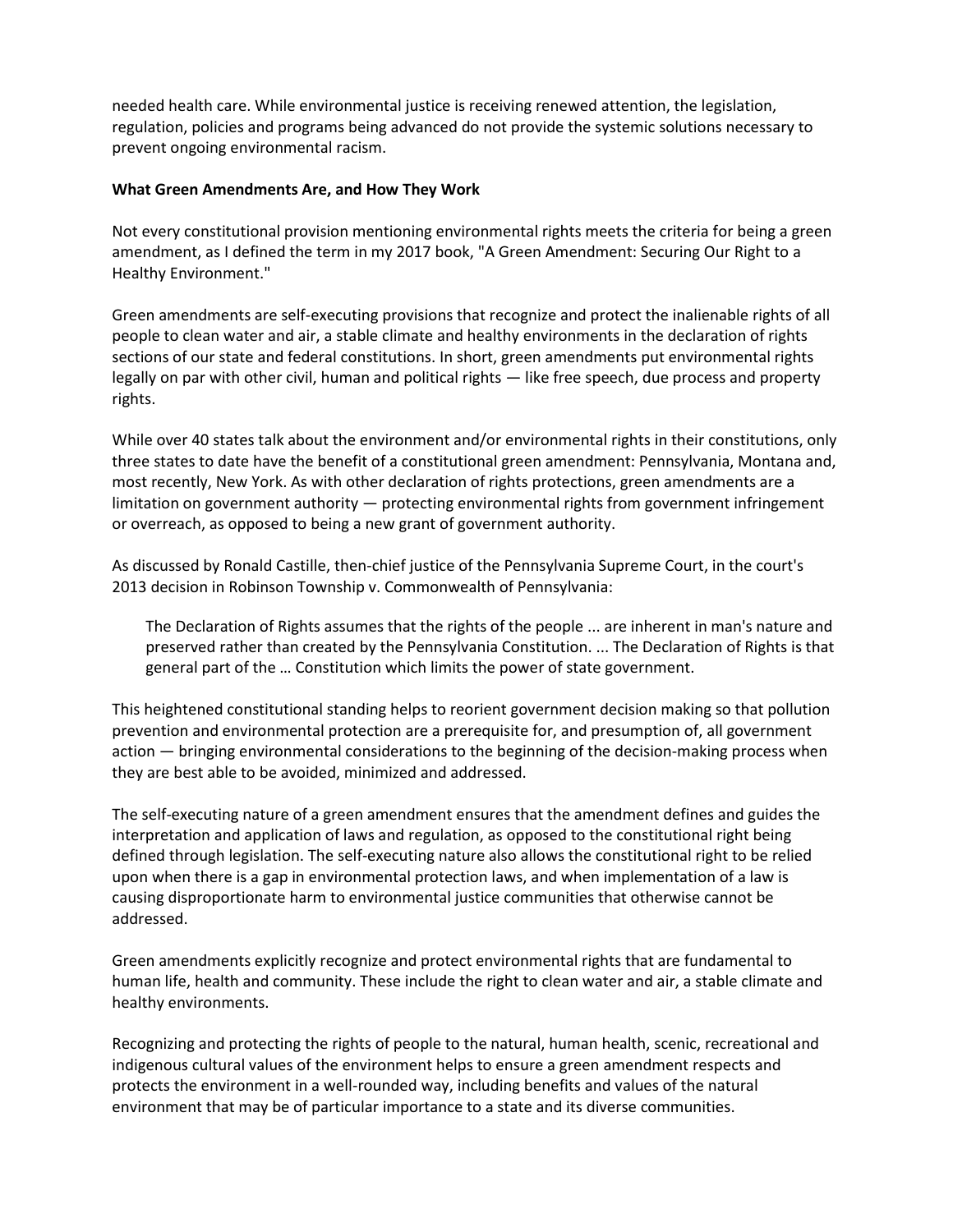needed health care. While environmental justice is receiving renewed attention, the legislation, regulation, policies and programs being advanced do not provide the systemic solutions necessary to prevent ongoing environmental racism.

**What Green Amendments Are, and How They Work**

Not every constitutional provision mentioning environmental rights meets the criteria for being a green amendment, as I defined the term in my 2017 book, "A Green Amendment: Securing Our Right to a Healthy Environment."

Green amendments are self-executing provisions that recognize and protect the inalienable rights of all people to clean water and air, a stable climate and healthy environments in the declaration of rights sections of our state and federal constitutions. In short, green amendments put environmental rights legally on par with other civil, human and political rights — like free speech, due process and property rights.

While over 40 states talk about the environment and/or environmental rights in their constitutions, only three states to date have the benefit of a constitutional green amendment: Pennsylvania, Montana and, most recently, New York. As with other declaration of rights protections, green amendments are a limitation on government authority — protecting environmental rights from government infringement or overreach, as opposed to being a new grant of government authority.

As discussed by Ronald Castille, then-chief justice of the Pennsylvania Supreme Court, in the court's 2013 decision in Robinson Township v. Commonwealth of Pennsylvania:

> The Declaration of Rights assumes that the rights of the people ... are inherent in man's nature and preserved rather than created by the Pennsylvania Constitution. ... The Declaration of Rights is that general part of the … Constitution which limits the power of state government.

This heightened constitutional standing helps to reorient government decision making so that pollution prevention and environmental protection are a prerequisite for, and presumption of, all government action — bringing environmental considerations to the beginning of the decision-making process when they are best able to be avoided, minimized and addressed.

The self-executing nature of a green amendment ensures that the amendment defines and guides the interpretation and application of laws and regulation, as opposed to the constitutional right being defined through legislation. The self-executing nature also allows the constitutional right to be relied upon when there is a gap in environmental protection laws, and when implementation of a law is causing disproportionate harm to environmental justice communities that otherwise cannot be addressed.

Green amendments explicitly recognize and protect environmental rights that are fundamental to human life, health and community. These include the right to clean water and air, a stable climate and healthy environments.

Recognizing and protecting the rights of people to the natural, human health, scenic, recreational and indigenous cultural values of the environment helps to ensure a green amendment respects and protects the environment in a well-rounded way, including benefits and values of the natural environment that may be of particular importance to a state and its diverse communities.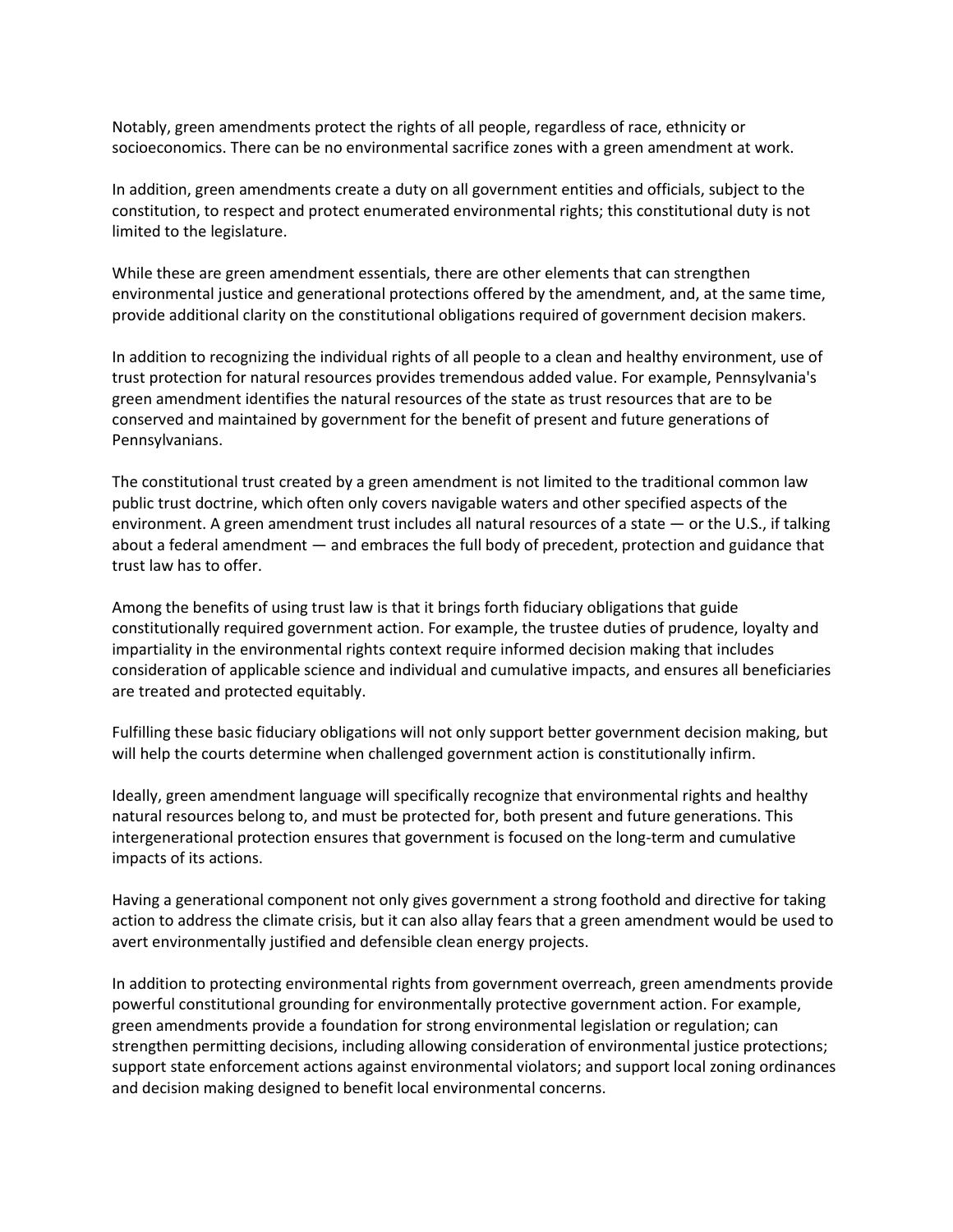Notably, green amendments protect the rights of all people, regardless of race, ethnicity or socioeconomics. There can be no environmental sacrifice zones with a green amendment at work.

In addition, green amendments create a duty on all government entities and officials, subject to the constitution, to respect and protect enumerated environmental rights; this constitutional duty is not limited to the legislature.

While these are green amendment essentials, there are other elements that can strengthen environmental justice and generational protections offered by the amendment, and, at the same time, provide additional clarity on the constitutional obligations required of government decision makers.

In addition to recognizing the individual rights of all people to a clean and healthy environment, use of trust protection for natural resources provides tremendous added value. For example, Pennsylvania's green amendment identifies the natural resources of the state as trust resources that are to be conserved and maintained by government for the benefit of present and future generations of Pennsylvanians.

The constitutional trust created by a green amendment is not limited to the traditional common law public trust doctrine, which often only covers navigable waters and other specified aspects of the environment. A green amendment trust includes all natural resources of a state — or the U.S., if talking about a federal amendment — and embraces the full body of precedent, protection and guidance that trust law has to offer.

Among the benefits of using trust law is that it brings forth fiduciary obligations that guide constitutionally required government action. For example, the trustee duties of prudence, loyalty and impartiality in the environmental rights context require informed decision making that includes consideration of applicable science and individual and cumulative impacts, and ensures all beneficiaries are treated and protected equitably.

Fulfilling these basic fiduciary obligations will not only support better government decision making, but will help the courts determine when challenged government action is constitutionally infirm.

Ideally, green amendment language will specifically recognize that environmental rights and healthy natural resources belong to, and must be protected for, both present and future generations. This intergenerational protection ensures that government is focused on the long-term and cumulative impacts of its actions.

Having a generational component not only gives government a strong foothold and directive for taking action to address the climate crisis, but it can also allay fears that a green amendment would be used to avert environmentally justified and defensible clean energy projects.

In addition to protecting environmental rights from government overreach, green amendments provide powerful constitutional grounding for environmentally protective government action. For example, green amendments provide a foundation for strong environmental legislation or regulation; can strengthen permitting decisions, including allowing consideration of environmental justice protections; support state enforcement actions against environmental violators; and support local zoning ordinances and decision making designed to benefit local environmental concerns.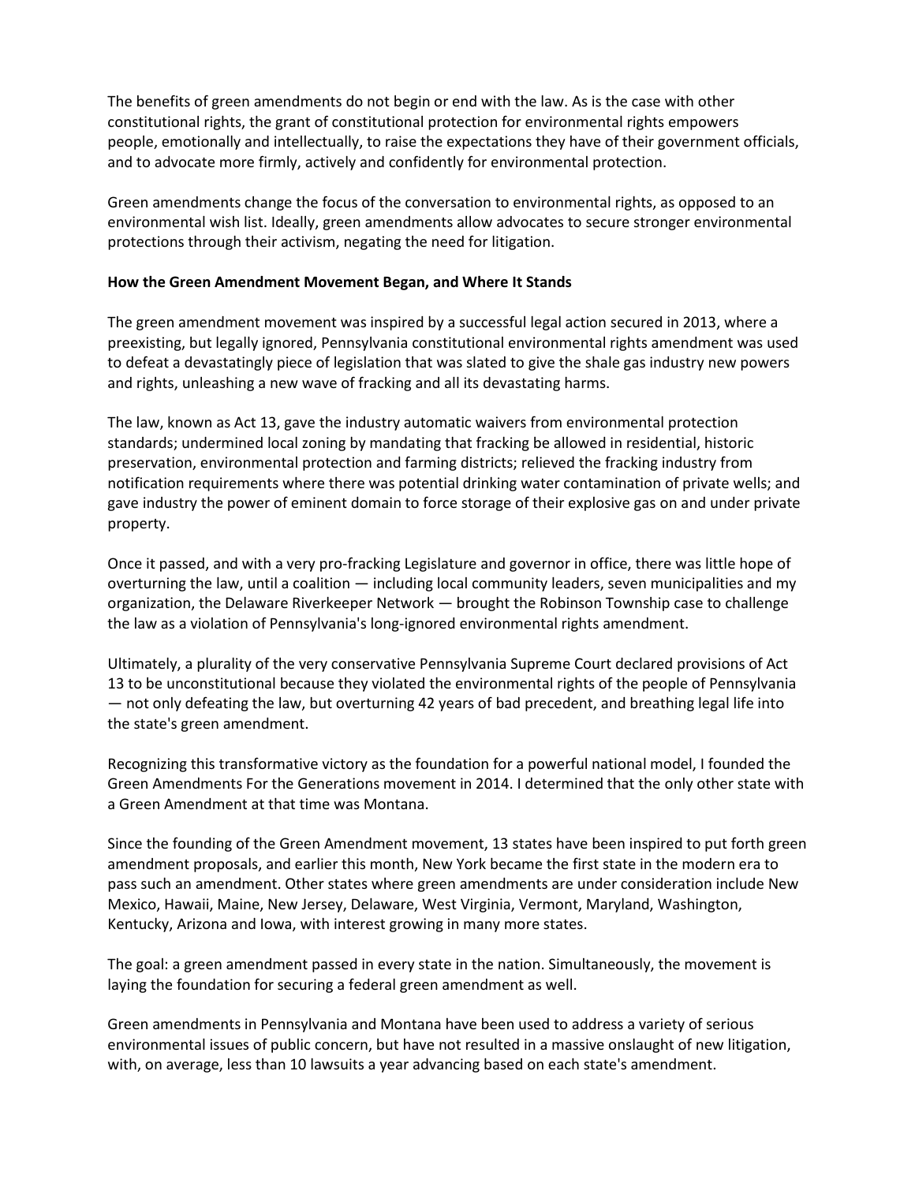The benefits of green amendments do not begin or end with the law. As is the case with other constitutional rights, the grant of constitutional protection for environmental rights empowers people, emotionally and intellectually, to raise the expectations they have of their government officials, and to advocate more firmly, actively and confidently for environmental protection.

Green amendments change the focus of the conversation to environmental rights, as opposed to an environmental wish list. Ideally, green amendments allow advocates to secure stronger environmental protections through their activism, negating the need for litigation.

**How the Green Amendment Movement Began, and Where It Stands**

The green amendment movement was inspired by a successful legal action secured in 2013, where a preexisting, but legally ignored, Pennsylvania constitutional environmental rights amendment was used to defeat a devastatingly piece of legislation that was slated to give the shale gas industry new powers and rights, unleashing a new wave of fracking and all its devastating harms.

The law, known as Act 13, gave the industry automatic waivers from environmental protection standards; undermined local zoning by mandating that fracking be allowed in residential, historic preservation, environmental protection and farming districts; relieved the fracking industry from notification requirements where there was potential drinking water contamination of private wells; and gave industry the power of eminent domain to force storage of their explosive gas on and under private property.

Once it passed, and with a very pro-fracking Legislature and governor in office, there was little hope of overturning the law, until a coalition — including local community leaders, seven municipalities and my organization, the Delaware Riverkeeper Network — brought the Robinson Township case to challenge the law as a violation of Pennsylvania's long-ignored environmental rights amendment.

Ultimately, a plurality of the very conservative Pennsylvania Supreme Court declared provisions of Act 13 to be unconstitutional because they violated the environmental rights of the people of Pennsylvania — not only defeating the law, but overturning 42 years of bad precedent, and breathing legal life into the state's green amendment.

Recognizing this transformative victory as the foundation for a powerful national model, I founded the Green Amendments For the Generations movement in 2014. I determined that the only other state with a Green Amendment at that time was Montana.

Since the founding of the Green Amendment movement, 13 states have been inspired to put forth green amendment proposals, and earlier this month, New York became the first state in the modern era to pass such an amendment. Other states where green amendments are under consideration include New Mexico, Hawaii, Maine, New Jersey, Delaware, West Virginia, Vermont, Maryland, Washington, Kentucky, Arizona and Iowa, with interest growing in many more states.

The goal: a green amendment passed in every state in the nation. Simultaneously, the movement is laying the foundation for securing a federal green amendment as well.

Green amendments in Pennsylvania and Montana have been used to address a variety of serious environmental issues of public concern, but have not resulted in a massive onslaught of new litigation, with, on average, less than 10 lawsuits a year advancing based on each state's amendment.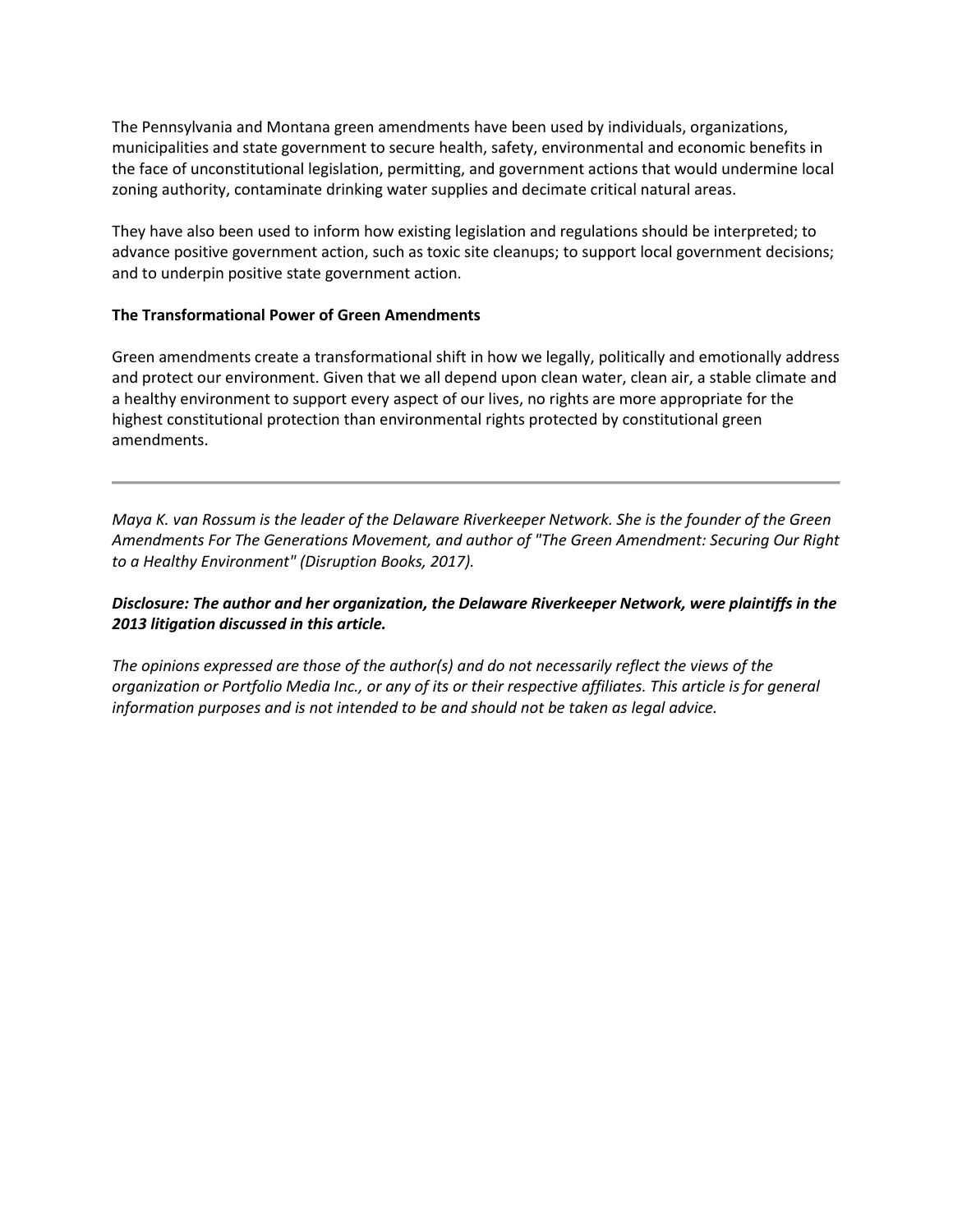The Pennsylvania and Montana green amendments have been used by individuals, organizations, municipalities and state government to secure health, safety, environmental and economic benefits in the face of unconstitutional legislation, permitting, and government actions that would undermine local zoning authority, contaminate drinking water supplies and decimate critical natural areas.

They have also been used to inform how existing legislation and regulations should be interpreted; to advance positive government action, such as toxic site cleanups; to support local government decisions; and to underpin positive state government action.

**The Transformational Power of Green Amendments**

Green amendments create a transformational shift in how we legally, politically and emotionally address and protect our environment. Given that we all depend upon clean water, clean air, a stable climate and a healthy environment to support every aspect of our lives, no rights are more appropriate for the highest constitutional protection than environmental rights protected by constitutional green amendments.

---

*Maya K. van Rossum is the leader of the Delaware Riverkeeper Network. She is the founder of the Green Amendments For The Generations Movement, and author of "The Green Amendment: Securing Our Right to a Healthy Environment" (Disruption Books, 2017).*

***Disclosure: The author and her organization, the Delaware Riverkeeper Network, were plaintiffs in the 2013 litigation discussed in this article.***

*The opinions expressed are those of the author(s) and do not necessarily reflect the views of the organization or Portfolio Media Inc., or any of its or their respective affiliates. This article is for general information purposes and is not intended to be and should not be taken as legal advice.*